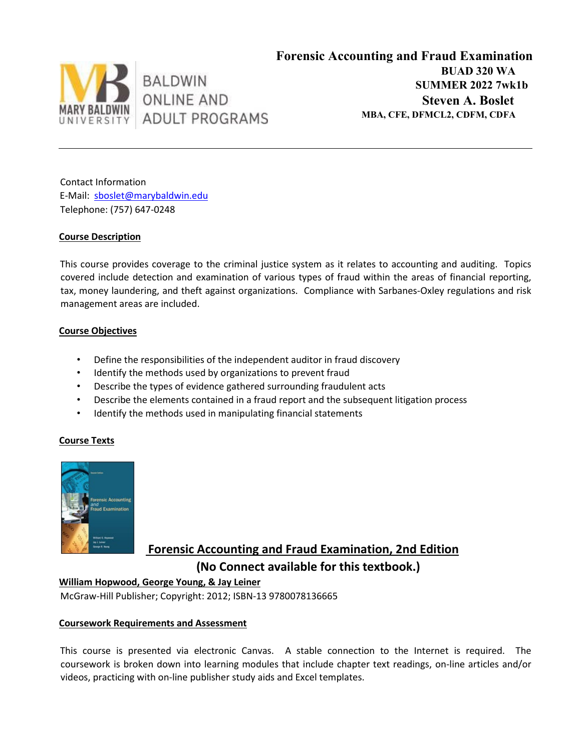BALDWIN ONLINE AND ADULT PROGRAMS

# Forensic Accounting and Fraud Examination

**BUAD 320 WA**
**SUMMER 2022 7wk1b**
**Steven A. Boslet**
**MBA, CFE, DFMCL2, CDFM, CDFA**

---

Contact Information
E-Mail: sboslet@marybaldwin.edu
Telephone: (757) 647-0248

## Course Description

This course provides coverage to the criminal justice system as it relates to accounting and auditing. Topics covered include detection and examination of various types of fraud within the areas of financial reporting, tax, money laundering, and theft against organizations. Compliance with Sarbanes-Oxley regulations and risk management areas are included.

## Course Objectives

- Define the responsibilities of the independent auditor in fraud discovery
- Identify the methods used by organizations to prevent fraud
- Describe the types of evidence gathered surrounding fraudulent acts
- Describe the elements contained in a fraud report and the subsequent litigation process
- Identify the methods used in manipulating financial statements

## Course Texts

**Forensic Accounting and Fraud Examination, 2nd Edition**
**(No Connect available for this textbook.)**

**William Hopwood, George Young, & Jay Leiner**
McGraw-Hill Publisher; Copyright: 2012; ISBN-13 9780078136665

## Coursework Requirements and Assessment

This course is presented via electronic Canvas. A stable connection to the Internet is required. The coursework is broken down into learning modules that include chapter text readings, on-line articles and/or videos, practicing with on-line publisher study aids and Excel templates.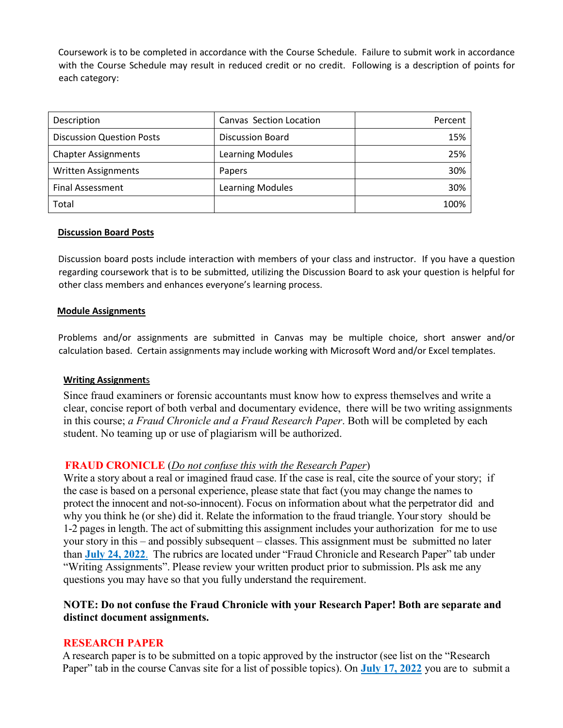Coursework is to be completed in accordance with the Course Schedule. Failure to submit work in accordance with the Course Schedule may result in reduced credit or no credit. Following is a description of points for each category:

| Description | Canvas Section Location | Percent |
|---|---|---:|
| Discussion Question Posts | Discussion Board | 15% |
| Chapter Assignments | Learning Modules | 25% |
| Written Assignments | Papers | 30% |
| Final Assessment | Learning Modules | 30% |
| Total | | 100% |

**Discussion Board Posts**

Discussion board posts include interaction with members of your class and instructor. If you have a question regarding coursework that is to be submitted, utilizing the Discussion Board to ask your question is helpful for other class members and enhances everyone's learning process.

**Module Assignments**

Problems and/or assignments are submitted in Canvas may be multiple choice, short answer and/or calculation based. Certain assignments may include working with Microsoft Word and/or Excel templates.

**Writing Assignments**

Since fraud examiners or forensic accountants must know how to express themselves and write a clear, concise report of both verbal and documentary evidence, there will be two writing assignments in this course; *a Fraud Chronicle and a Fraud Research Paper*. Both will be completed by each student. No teaming up or use of plagiarism will be authorized.

**FRAUD CRONICLE** (*Do not confuse this with the Research Paper*)

Write a story about a real or imagined fraud case. If the case is real, cite the source of your story; if the case is based on a personal experience, please state that fact (you may change the names to protect the innocent and not-so-innocent). Focus on information about what the perpetrator did and why you think he (or she) did it. Relate the information to the fraud triangle. Your story should be 1-2 pages in length. The act of submitting this assignment includes your authorization for me to use your story in this – and possibly subsequent – classes. This assignment must be submitted no later than **July 24, 2022**. The rubrics are located under "Fraud Chronicle and Research Paper" tab under "Writing Assignments". Please review your written product prior to submission. Pls ask me any questions you may have so that you fully understand the requirement.

**NOTE: Do not confuse the Fraud Chronicle with your Research Paper! Both are separate and distinct document assignments.**

**RESEARCH PAPER**

A research paper is to be submitted on a topic approved by the instructor (see list on the "Research Paper" tab in the course Canvas site for a list of possible topics). On **July 17, 2022** you are to submit a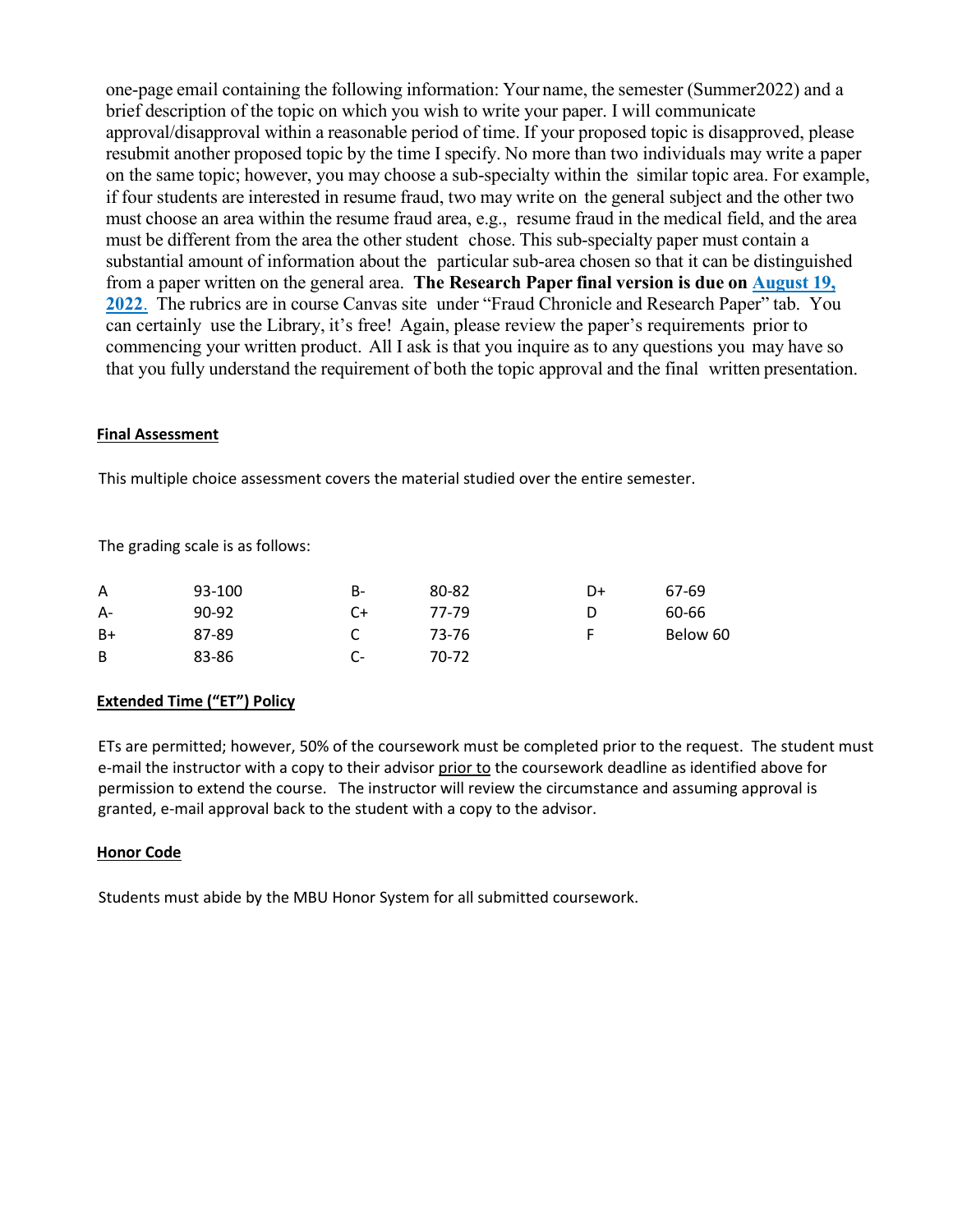one-page email containing the following information: Your name, the semester (Summer2022) and a brief description of the topic on which you wish to write your paper. I will communicate approval/disapproval within a reasonable period of time. If your proposed topic is disapproved, please resubmit another proposed topic by the time I specify. No more than two individuals may write a paper on the same topic; however, you may choose a sub-specialty within the similar topic area. For example, if four students are interested in resume fraud, two may write on the general subject and the other two must choose an area within the resume fraud area, e.g., resume fraud in the medical field, and the area must be different from the area the other student chose. This sub-specialty paper must contain a substantial amount of information about the particular sub-area chosen so that it can be distinguished from a paper written on the general area. **The Research Paper final version is due on August 19, 2022**. The rubrics are in course Canvas site under "Fraud Chronicle and Research Paper" tab. You can certainly use the Library, it's free! Again, please review the paper's requirements prior to commencing your written product. All I ask is that you inquire as to any questions you may have so that you fully understand the requirement of both the topic approval and the final written presentation.

**Final Assessment**

This multiple choice assessment covers the material studied over the entire semester.

The grading scale is as follows:

| | | | | | |
|---|---|---|---|---|---|
| A | 93-100 | B- | 80-82 | D+ | 67-69 |
| A- | 90-92 | C+ | 77-79 | D | 60-66 |
| B+ | 87-89 | C | 73-76 | F | Below 60 |
| B | 83-86 | C- | 70-72 | | |

**Extended Time ("ET") Policy**

ETs are permitted; however, 50% of the coursework must be completed prior to the request. The student must e-mail the instructor with a copy to their advisor prior to the coursework deadline as identified above for permission to extend the course. The instructor will review the circumstance and assuming approval is granted, e-mail approval back to the student with a copy to the advisor.

**Honor Code**

Students must abide by the MBU Honor System for all submitted coursework.